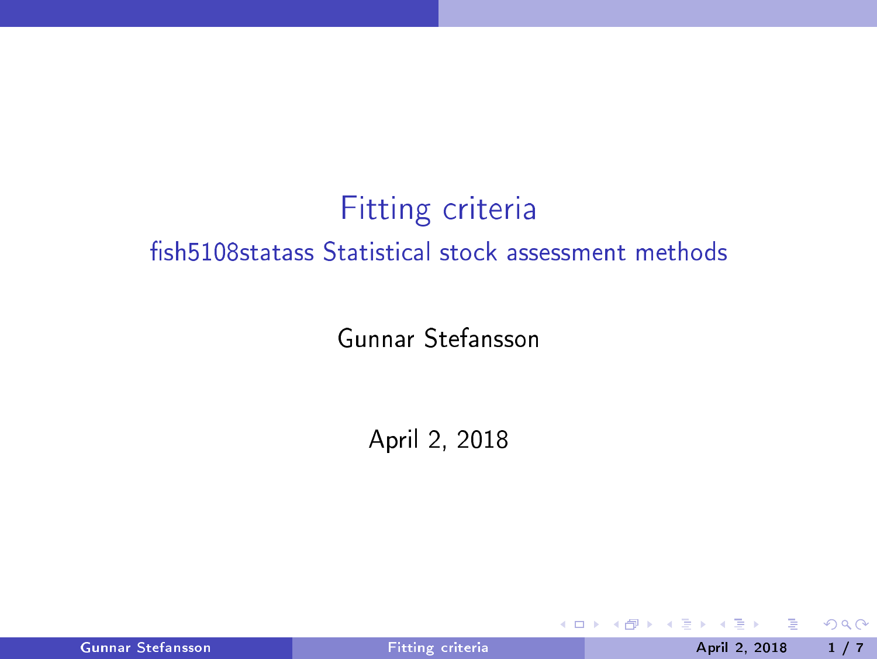# Fitting criteria

## fish5108statass Statistical stock assessment methods

Gunnar Stefansson

April 2, 2018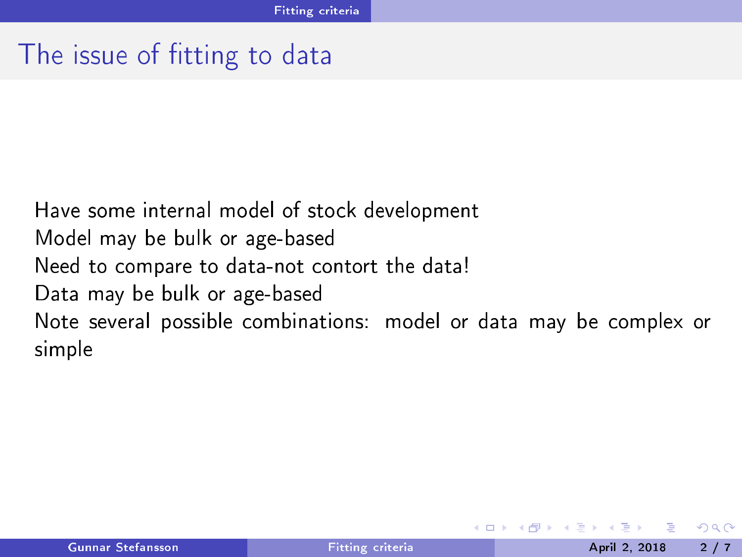# The issue of fitting to data

Have some internal model of stock development
Model may be bulk or age-based
Need to compare to data-not contort the data!
Data may be bulk or age-based
Note several possible combinations: model or data may be complex or simple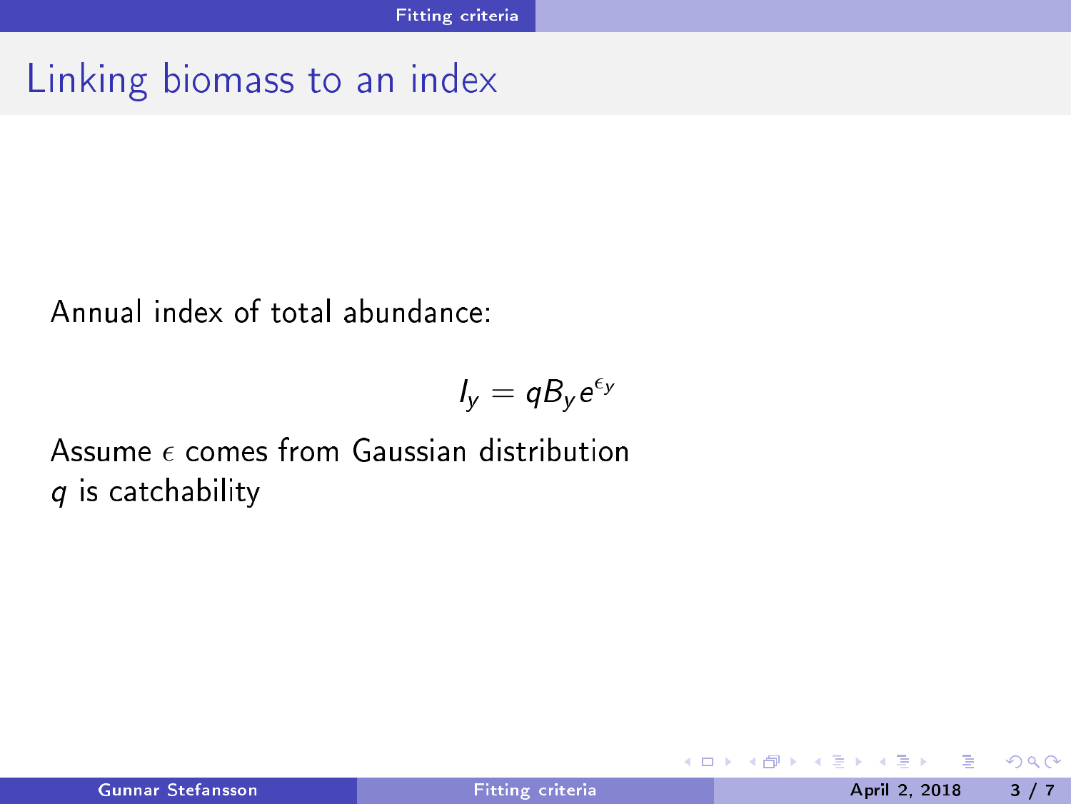# Linking biomass to an index

Annual index of total abundance:

$$I_y = qB_y e^{\epsilon_y}$$

Assume $\epsilon$ comes from Gaussian distribution
$q$ is catchability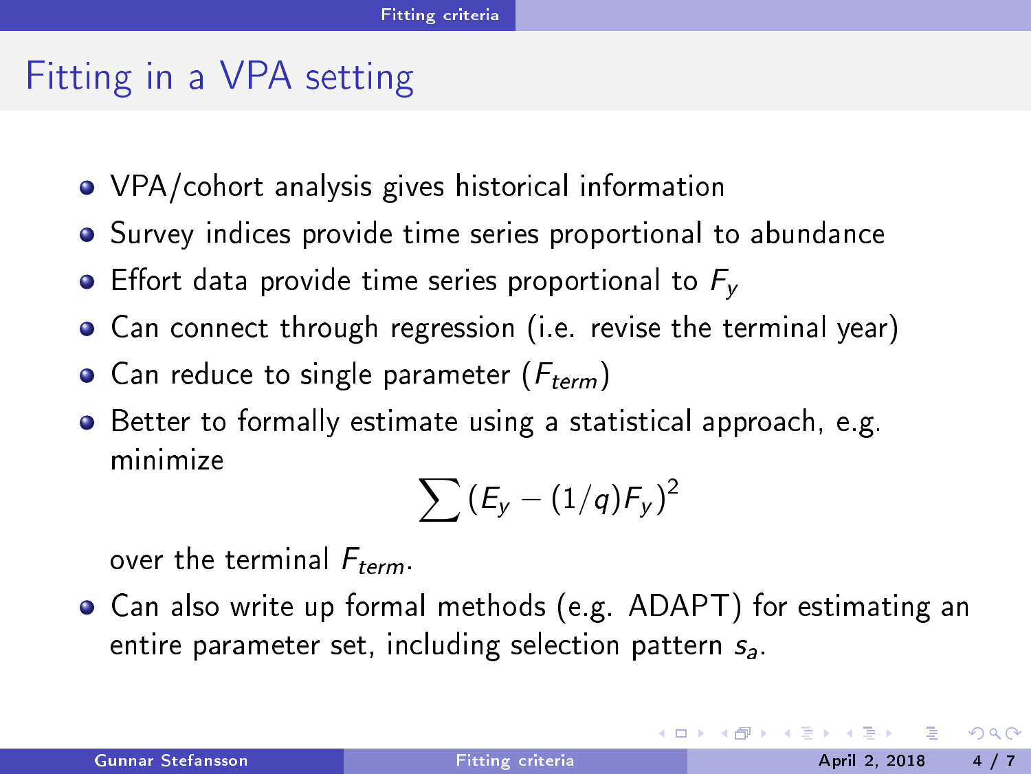# Fitting in a VPA setting

- VPA/cohort analysis gives historical information
- Survey indices provide time series proportional to abundance
- Effort data provide time series proportional to $F_y$
- Can connect through regression (i.e. revise the terminal year)
- Can reduce to single parameter ($F_{term}$)
- Better to formally estimate using a statistical approach, e.g. minimize

  $$\sum (E_y - (1/q)F_y)^2$$

  over the terminal $F_{term}$.
- Can also write up formal methods (e.g. ADAPT) for estimating an entire parameter set, including selection pattern $s_a$.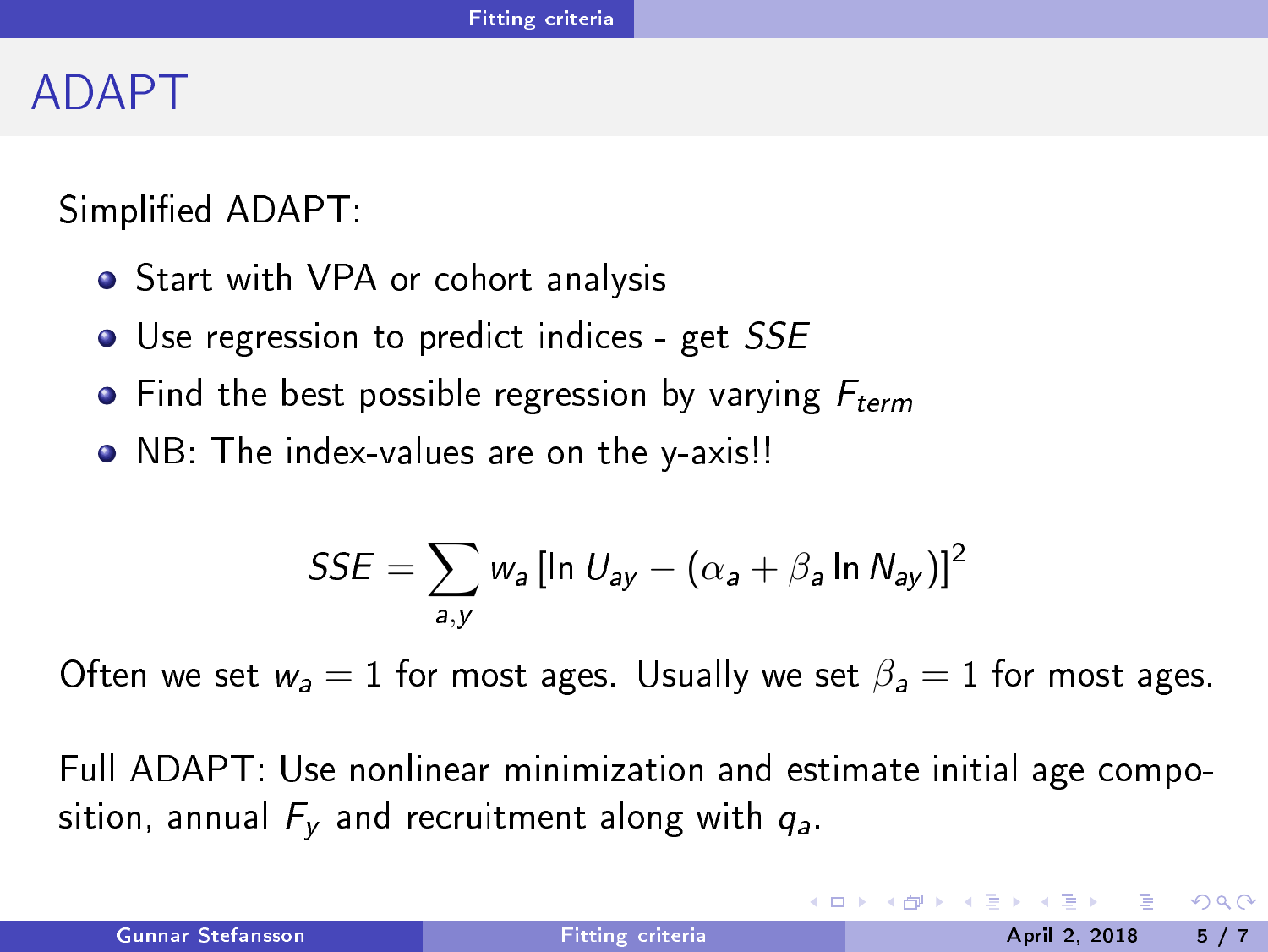# ADAPT

Simplified ADAPT:

- Start with VPA or cohort analysis
- Use regression to predict indices - get *SSE*
- Find the best possible regression by varying $F_{term}$
- NB: The index-values are on the y-axis!!

$$SSE = \sum_{a,y} w_a \left[\ln U_{ay} - (\alpha_a + \beta_a \ln N_{ay})\right]^2$$

Often we set $w_a = 1$ for most ages. Usually we set $\beta_a = 1$ for most ages.

Full ADAPT: Use nonlinear minimization and estimate initial age composition, annual $F_y$ and recruitment along with $q_a$.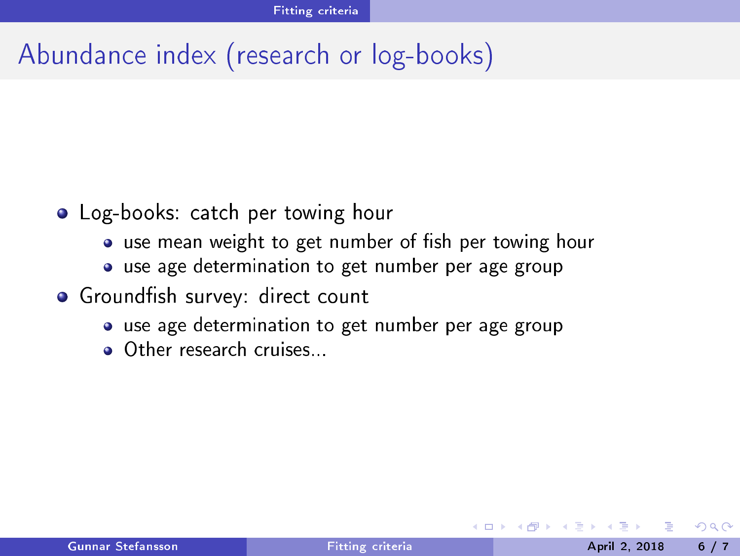# Abundance index (research or log-books)

- Log-books: catch per towing hour
  - use mean weight to get number of fish per towing hour
  - use age determination to get number per age group
- Groundfish survey: direct count
  - use age determination to get number per age group
  - Other research cruises...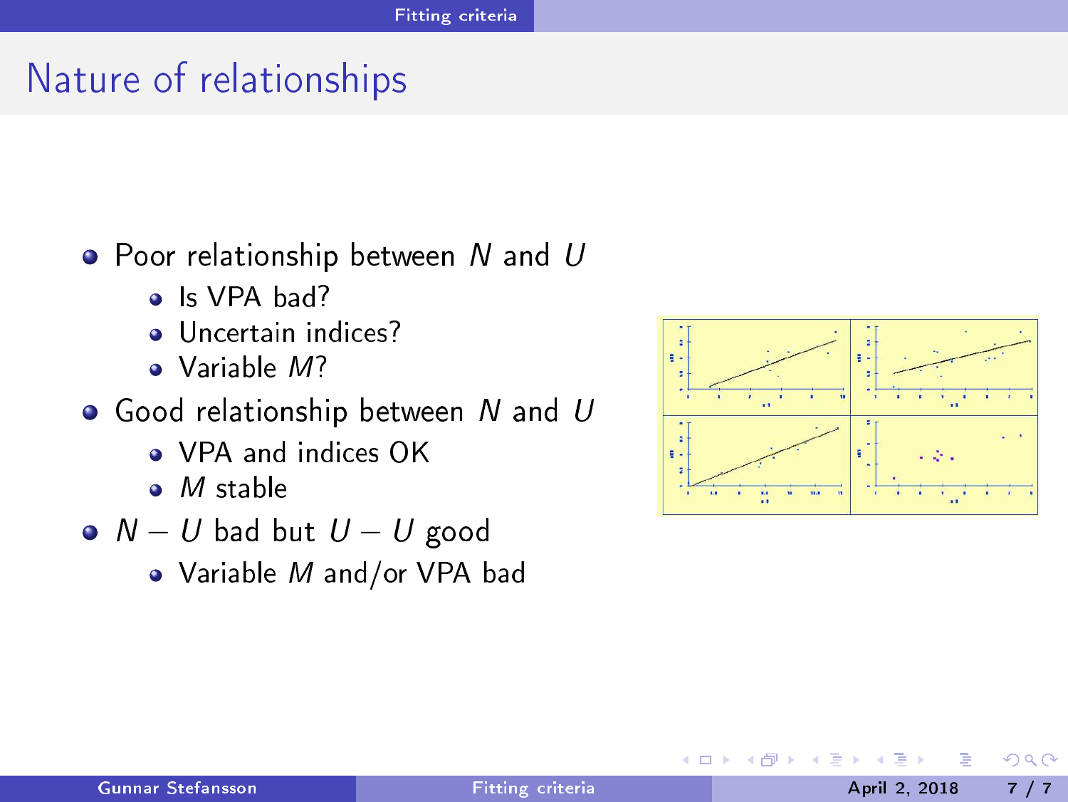# Nature of relationships

- Poor relationship between $N$ and $U$
  - Is VPA bad?
  - Uncertain indices?
  - Variable $M$?
- Good relationship between $N$ and $U$
  - VPA and indices OK
  - $M$ stable
- $N - U$ bad but $U - U$ good
  - Variable $M$ and/or VPA bad